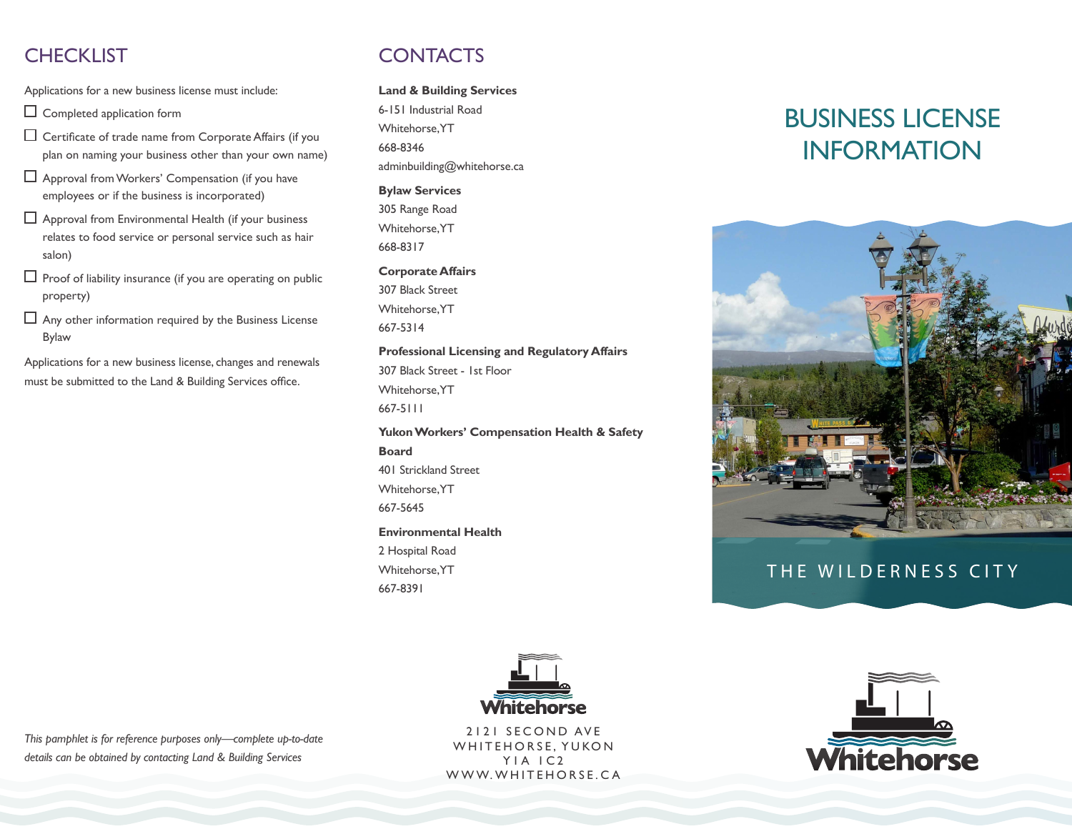## CHECKLIST

Applications for a new business license must include:

- ☐ Completed application form
- ☐ Certificate of trade name from Corporate Affairs (if you plan on naming your business other than your own name)
- ☐ Approval from Workers' Compensation (if you have employees or if the business is incorporated)
- ☐ Approval from Environmental Health (if your business relates to food service or personal service such as hair salon)
- ☐ Proof of liability insurance (if you are operating on public property)
- ☐ Any other information required by the Business License Bylaw

Applications for a new business license, changes and renewals must be submitted to the Land & Building Services office.

*This pamphlet is for reference purposes only—complete up-to-date details can be obtained by contacting Land & Building Services*

## CONTACTS

**Land & Building Services**
6-151 Industrial Road
Whitehorse, YT
668-8346
adminbuilding@whitehorse.ca

**Bylaw Services**
305 Range Road
Whitehorse, YT
668-8317

**Corporate Affairs**
307 Black Street
Whitehorse, YT
667-5314

**Professional Licensing and Regulatory Affairs**
307 Black Street - 1st Floor
Whitehorse, YT
667-5111

**Yukon Workers' Compensation Health & Safety Board**
401 Strickland Street
Whitehorse, YT
667-5645

**Environmental Health**
2 Hospital Road
Whitehorse, YT
667-8391

Whitehorse

2121 SECOND AVE
WHITEHORSE, YUKON
Y1A 1C2
WWW.WHITEHORSE.CA

# BUSINESS LICENSE INFORMATION

THE WILDERNESS CITY

Whitehorse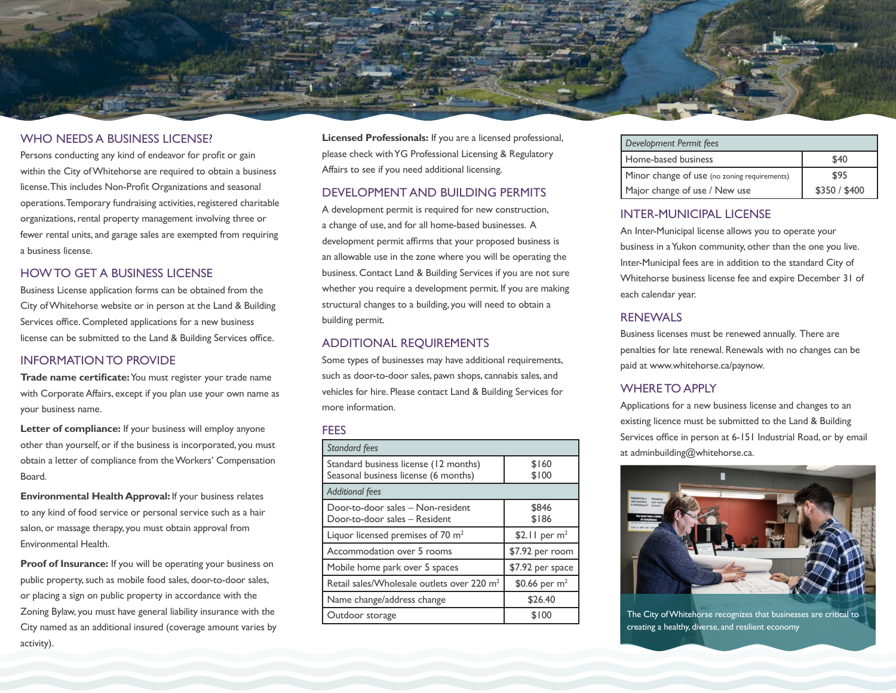## WHO NEEDS A BUSINESS LICENSE?

Persons conducting any kind of endeavor for profit or gain within the City of Whitehorse are required to obtain a business license. This includes Non-Profit Organizations and seasonal operations. Temporary fundraising activities, registered charitable organizations, rental property management involving three or fewer rental units, and garage sales are exempted from requiring a business license.

## HOW TO GET A BUSINESS LICENSE

Business License application forms can be obtained from the City of Whitehorse website or in person at the Land & Building Services office. Completed applications for a new business license can be submitted to the Land & Building Services office.

## INFORMATION TO PROVIDE

**Trade name certificate:** You must register your trade name with Corporate Affairs, except if you plan use your own name as your business name.

**Letter of compliance:** If your business will employ anyone other than yourself, or if the business is incorporated, you must obtain a letter of compliance from the Workers' Compensation Board.

**Environmental Health Approval:** If your business relates to any kind of food service or personal service such as a hair salon, or massage therapy, you must obtain approval from Environmental Health.

**Proof of Insurance:** If you will be operating your business on public property, such as mobile food sales, door-to-door sales, or placing a sign on public property in accordance with the Zoning Bylaw, you must have general liability insurance with the City named as an additional insured (coverage amount varies by activity).

**Licensed Professionals:** If you are a licensed professional, please check with YG Professional Licensing & Regulatory Affairs to see if you need additional licensing.

## DEVELOPMENT AND BUILDING PERMITS

A development permit is required for new construction, a change of use, and for all home-based businesses. A development permit affirms that your proposed business is an allowable use in the zone where you will be operating the business. Contact Land & Building Services if you are not sure whether you require a development permit. If you are making structural changes to a building, you will need to obtain a building permit.

## ADDITIONAL REQUIREMENTS

Some types of businesses may have additional requirements, such as door-to-door sales, pawn shops, cannabis sales, and vehicles for hire. Please contact Land & Building Services for more information.

## FEES

| | |
|---|---|
| *Standard fees* | |
| Standard business license (12 months)<br>Seasonal business license (6 months) | \$160<br>\$100 |
| *Additional fees* | |
| Door-to-door sales – Non-resident<br>Door-to-door sales – Resident | \$846<br>\$186 |
| Liquor licensed premises of 70 m² | \$2.11 per m² |
| Accommodation over 5 rooms | \$7.92 per room |
| Mobile home park over 5 spaces | \$7.92 per space |
| Retail sales/Wholesale outlets over 220 m² | \$0.66 per m² |
| Name change/address change | \$26.40 |
| Outdoor storage | \$100 |

| | |
|---|---|
| *Development Permit fees* | |
| Home-based business | \$40 |
| Minor change of use (no zoning requirements)<br>Major change of use / New use | \$95<br>\$350 / \$400 |

## INTER-MUNICIPAL LICENSE

An Inter-Municipal license allows you to operate your business in a Yukon community, other than the one you live. Inter-Municipal fees are in addition to the standard City of Whitehorse business license fee and expire December 31 of each calendar year.

## RENEWALS

Business licenses must be renewed annually. There are penalties for late renewal. Renewals with no changes can be paid at www.whitehorse.ca/paynow.

## WHERE TO APPLY

Applications for a new business license and changes to an existing licence must be submitted to the Land & Building Services office in person at 6-151 Industrial Road, or by email at adminbuilding@whitehorse.ca.

The City of Whitehorse recognizes that businesses are critical to creating a healthy, diverse, and resilient economy